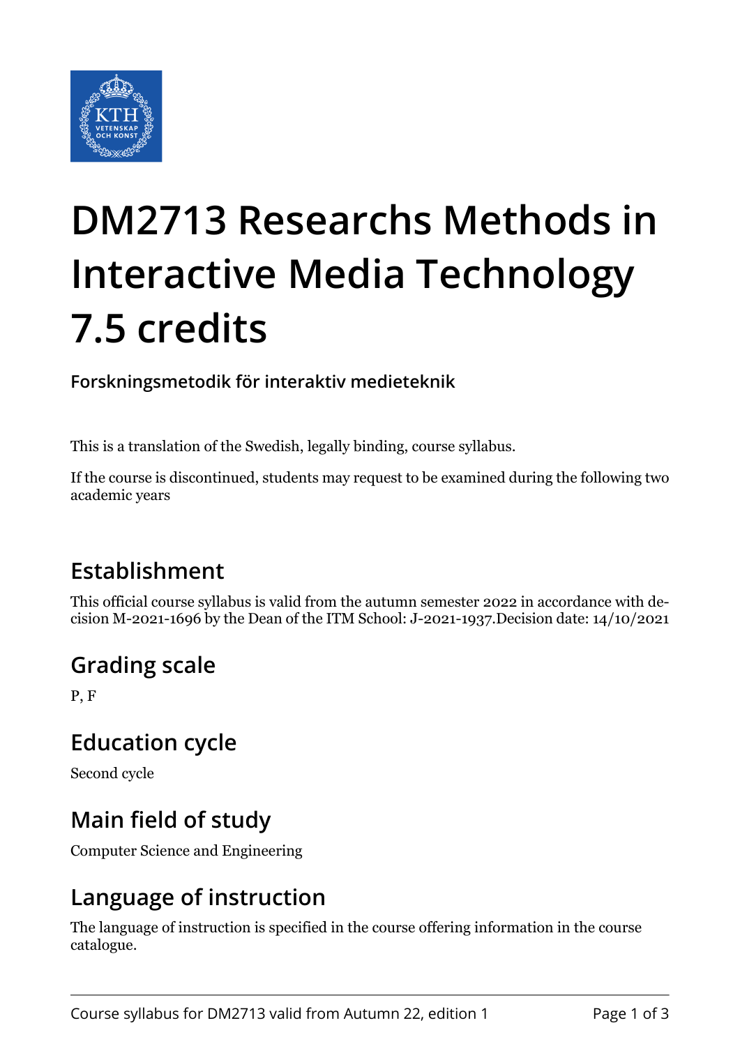# DM2713 Researchs Methods in Interactive Media Technology 7.5 credits

**Forskningsmetodik för interaktiv medieteknik**

This is a translation of the Swedish, legally binding, course syllabus.

If the course is discontinued, students may request to be examined during the following two academic years

## Establishment

This official course syllabus is valid from the autumn semester 2022 in accordance with decision M-2021-1696 by the Dean of the ITM School: J-2021-1937.Decision date: 14/10/2021

## Grading scale

P, F

## Education cycle

Second cycle

## Main field of study

Computer Science and Engineering

## Language of instruction

The language of instruction is specified in the course offering information in the course catalogue.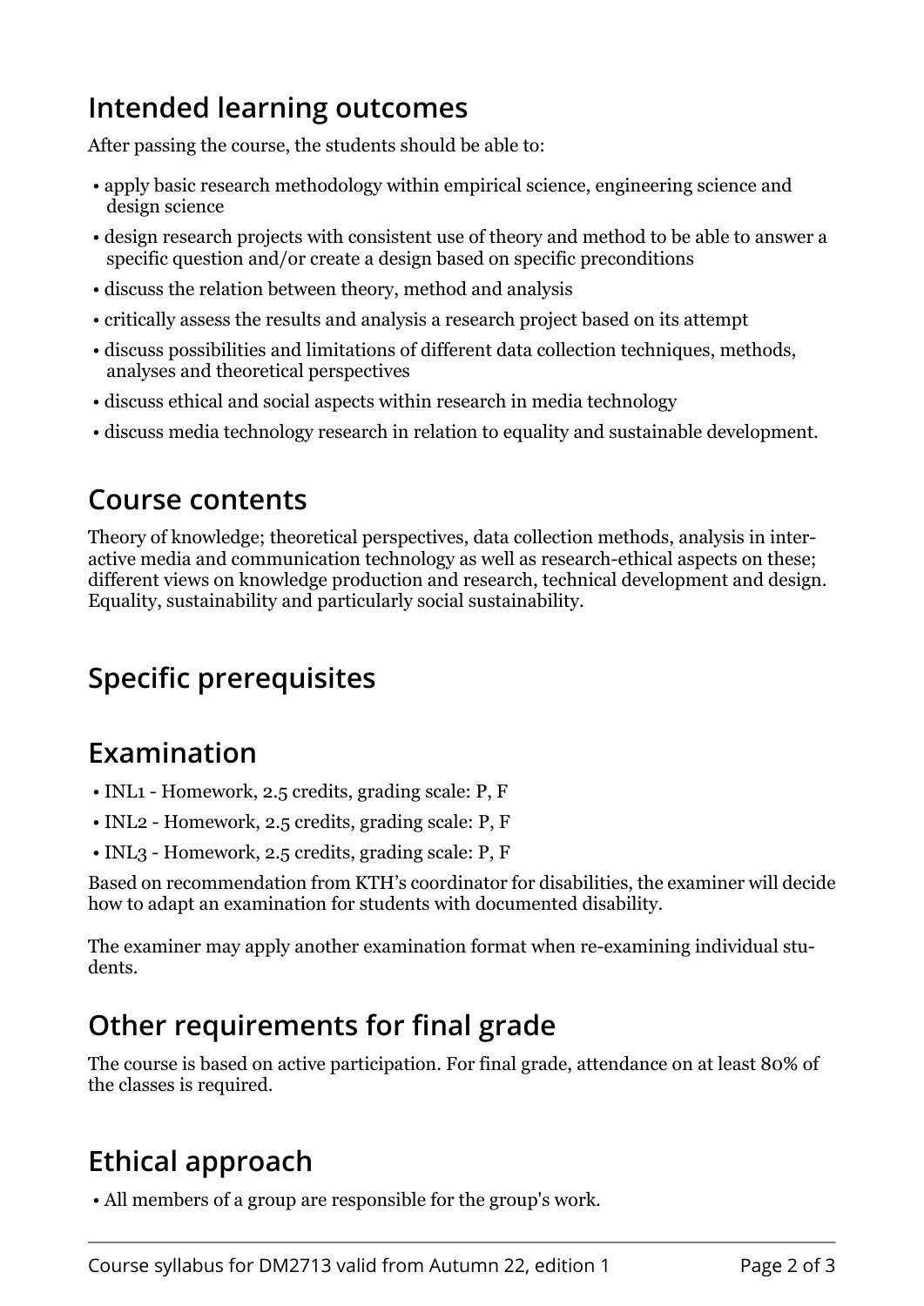## Intended learning outcomes

After passing the course, the students should be able to:

- apply basic research methodology within empirical science, engineering science and design science
- design research projects with consistent use of theory and method to be able to answer a specific question and/or create a design based on specific preconditions
- discuss the relation between theory, method and analysis
- critically assess the results and analysis a research project based on its attempt
- discuss possibilities and limitations of different data collection techniques, methods, analyses and theoretical perspectives
- discuss ethical and social aspects within research in media technology
- discuss media technology research in relation to equality and sustainable development.

## Course contents

Theory of knowledge; theoretical perspectives, data collection methods, analysis in interactive media and communication technology as well as research-ethical aspects on these; different views on knowledge production and research, technical development and design. Equality, sustainability and particularly social sustainability.

## Specific prerequisites

## Examination

- INL1 - Homework, 2.5 credits, grading scale: P, F
- INL2 - Homework, 2.5 credits, grading scale: P, F
- INL3 - Homework, 2.5 credits, grading scale: P, F

Based on recommendation from KTH's coordinator for disabilities, the examiner will decide how to adapt an examination for students with documented disability.

The examiner may apply another examination format when re-examining individual students.

## Other requirements for final grade

The course is based on active participation. For final grade, attendance on at least 80% of the classes is required.

## Ethical approach

- All members of a group are responsible for the group's work.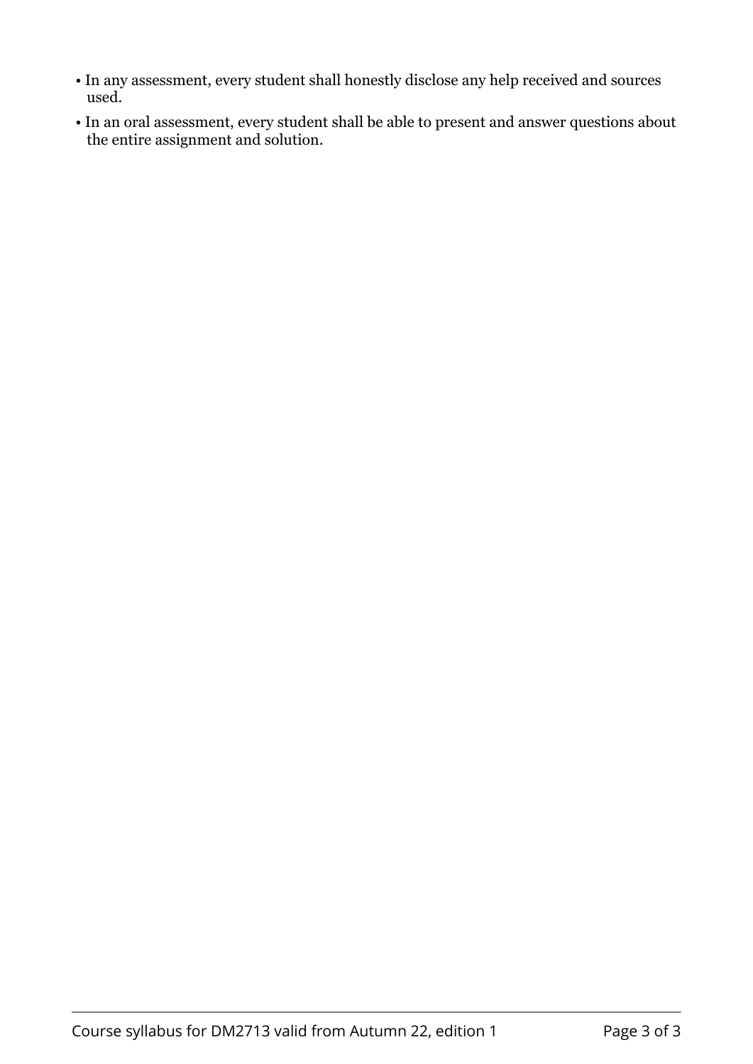- In any assessment, every student shall honestly disclose any help received and sources used.
- In an oral assessment, every student shall be able to present and answer questions about the entire assignment and solution.